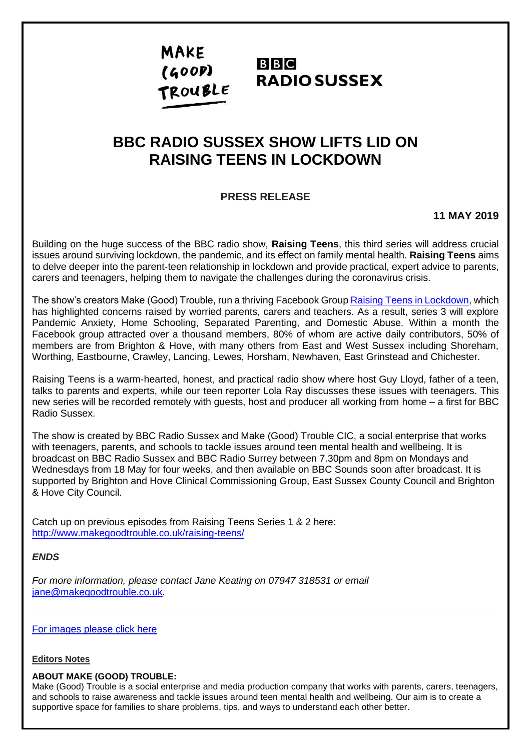MAKE (GOOD) TROUBLE

BBC RADIO SUSSEX

# BBC RADIO SUSSEX SHOW LIFTS LID ON RAISING TEENS IN LOCKDOWN

## PRESS RELEASE

**11 MAY 2019**

Building on the huge success of the BBC radio show, **Raising Teens**, this third series will address crucial issues around surviving lockdown, the pandemic, and its effect on family mental health. **Raising Teens** aims to delve deeper into the parent-teen relationship in lockdown and provide practical, expert advice to parents, carers and teenagers, helping them to navigate the challenges during the coronavirus crisis.

The show's creators Make (Good) Trouble, run a thriving Facebook Group Raising Teens in Lockdown, which has highlighted concerns raised by worried parents, carers and teachers. As a result, series 3 will explore Pandemic Anxiety, Home Schooling, Separated Parenting, and Domestic Abuse. Within a month the Facebook group attracted over a thousand members, 80% of whom are active daily contributors, 50% of members are from Brighton & Hove, with many others from East and West Sussex including Shoreham, Worthing, Eastbourne, Crawley, Lancing, Lewes, Horsham, Newhaven, East Grinstead and Chichester.

Raising Teens is a warm-hearted, honest, and practical radio show where host Guy Lloyd, father of a teen, talks to parents and experts, while our teen reporter Lola Ray discusses these issues with teenagers. This new series will be recorded remotely with guests, host and producer all working from home – a first for BBC Radio Sussex.

The show is created by BBC Radio Sussex and Make (Good) Trouble CIC, a social enterprise that works with teenagers, parents, and schools to tackle issues around teen mental health and wellbeing. It is broadcast on BBC Radio Sussex and BBC Radio Surrey between 7.30pm and 8pm on Mondays and Wednesdays from 18 May for four weeks, and then available on BBC Sounds soon after broadcast. It is supported by Brighton and Hove Clinical Commissioning Group, East Sussex County Council and Brighton & Hove City Council.

Catch up on previous episodes from Raising Teens Series 1 & 2 here:
http://www.makegoodtrouble.co.uk/raising-teens/

*ENDS*

*For more information, please contact Jane Keating on 07947 318531 or email jane@makegoodtrouble.co.uk.*

For images please click here

**Editors Notes**

**ABOUT MAKE (GOOD) TROUBLE:**
Make (Good) Trouble is a social enterprise and media production company that works with parents, carers, teenagers, and schools to raise awareness and tackle issues around teen mental health and wellbeing. Our aim is to create a supportive space for families to share problems, tips, and ways to understand each other better.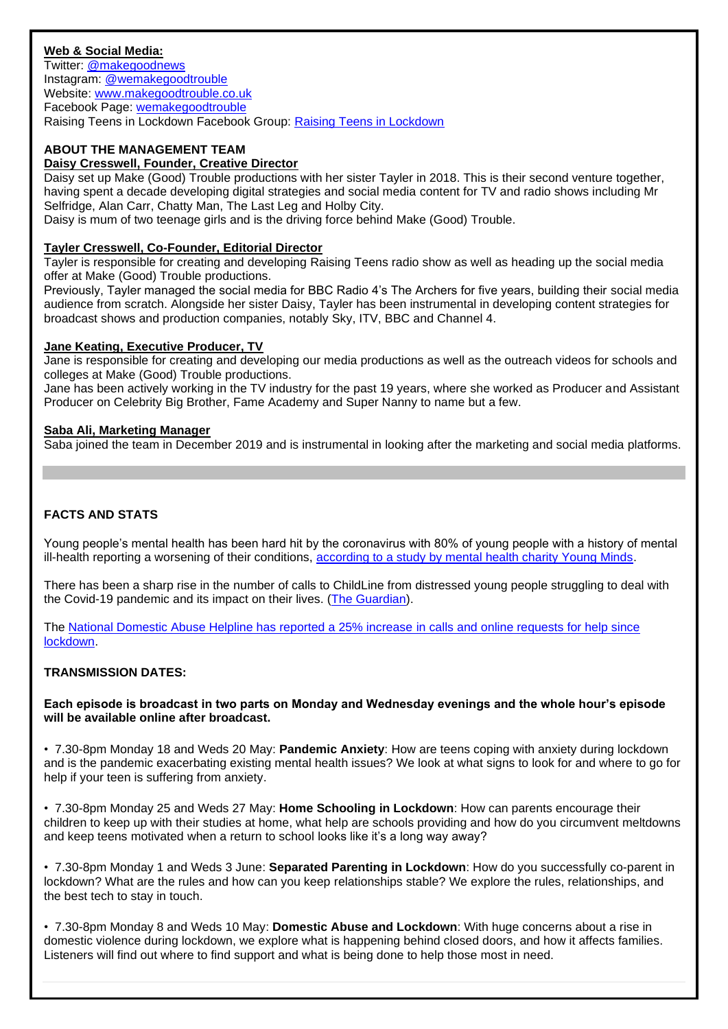**Web & Social Media:**

Twitter: [@makegoodnews]
Instagram: [@wemakegoodtrouble]
Website: [www.makegoodtrouble.co.uk]
Facebook Page: [wemakegoodtrouble]
Raising Teens in Lockdown Facebook Group: [Raising Teens in Lockdown]

## ABOUT THE MANAGEMENT TEAM

**Daisy Cresswell, Founder, Creative Director**

Daisy set up Make (Good) Trouble productions with her sister Tayler in 2018. This is their second venture together, having spent a decade developing digital strategies and social media content for TV and radio shows including Mr Selfridge, Alan Carr, Chatty Man, The Last Leg and Holby City.
Daisy is mum of two teenage girls and is the driving force behind Make (Good) Trouble.

**Tayler Cresswell, Co-Founder, Editorial Director**

Tayler is responsible for creating and developing Raising Teens radio show as well as heading up the social media offer at Make (Good) Trouble productions.
Previously, Tayler managed the social media for BBC Radio 4's The Archers for five years, building their social media audience from scratch. Alongside her sister Daisy, Tayler has been instrumental in developing content strategies for broadcast shows and production companies, notably Sky, ITV, BBC and Channel 4.

**Jane Keating, Executive Producer, TV**

Jane is responsible for creating and developing our media productions as well as the outreach videos for schools and colleges at Make (Good) Trouble productions.
Jane has been actively working in the TV industry for the past 19 years, where she worked as Producer and Assistant Producer on Celebrity Big Brother, Fame Academy and Super Nanny to name but a few.

**Saba Ali, Marketing Manager**

Saba joined the team in December 2019 and is instrumental in looking after the marketing and social media platforms.

## FACTS AND STATS

Young people's mental health has been hard hit by the coronavirus with 80% of young people with a history of mental ill-health reporting a worsening of their conditions, [according to a study by mental health charity Young Minds].

There has been a sharp rise in the number of calls to ChildLine from distressed young people struggling to deal with the Covid-19 pandemic and its impact on their lives. ([The Guardian]).

The [National Domestic Abuse Helpline has reported a 25% increase in calls and online requests for help since lockdown].

## TRANSMISSION DATES:

**Each episode is broadcast in two parts on Monday and Wednesday evenings and the whole hour's episode will be available online after broadcast.**

- 7.30-8pm Monday 18 and Weds 20 May: **Pandemic Anxiety**: How are teens coping with anxiety during lockdown and is the pandemic exacerbating existing mental health issues? We look at what signs to look for and where to go for help if your teen is suffering from anxiety.

- 7.30-8pm Monday 25 and Weds 27 May: **Home Schooling in Lockdown**: How can parents encourage their children to keep up with their studies at home, what help are schools providing and how do you circumvent meltdowns and keep teens motivated when a return to school looks like it's a long way away?

- 7.30-8pm Monday 1 and Weds 3 June: **Separated Parenting in Lockdown**: How do you successfully co-parent in lockdown? What are the rules and how can you keep relationships stable? We explore the rules, relationships, and the best tech to stay in touch.

- 7.30-8pm Monday 8 and Weds 10 May: **Domestic Abuse and Lockdown**: With huge concerns about a rise in domestic violence during lockdown, we explore what is happening behind closed doors, and how it affects families. Listeners will find out where to find support and what is being done to help those most in need.